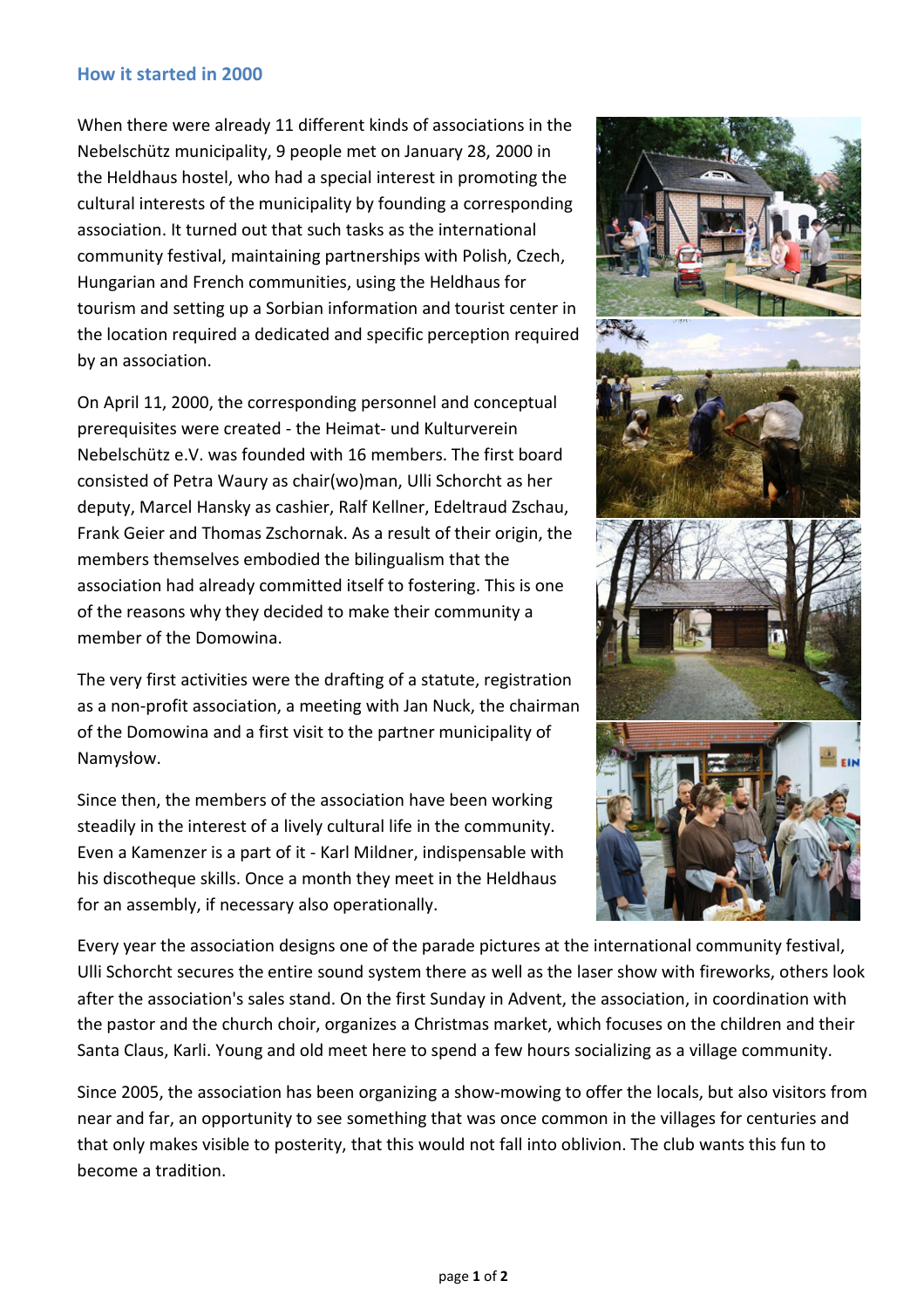## How it started in 2000

When there were already 11 different kinds of associations in the Nebelschütz municipality, 9 people met on January 28, 2000 in the Heldhaus hostel, who had a special interest in promoting the cultural interests of the municipality by founding a corresponding association. It turned out that such tasks as the international community festival, maintaining partnerships with Polish, Czech, Hungarian and French communities, using the Heldhaus for tourism and setting up a Sorbian information and tourist center in the location required a dedicated and specific perception required by an association.

On April 11, 2000, the corresponding personnel and conceptual prerequisites were created - the Heimat- und Kulturverein Nebelschütz e.V. was founded with 16 members. The first board consisted of Petra Waury as chair(wo)man, Ulli Schorcht as her deputy, Marcel Hansky as cashier, Ralf Kellner, Edeltraud Zschau, Frank Geier and Thomas Zschornak. As a result of their origin, the members themselves embodied the bilingualism that the association had already committed itself to fostering. This is one of the reasons why they decided to make their community a member of the Domowina.

The very first activities were the drafting of a statute, registration as a non-profit association, a meeting with Jan Nuck, the chairman of the Domowina and a first visit to the partner municipality of Namysłow.

Since then, the members of the association have been working steadily in the interest of a lively cultural life in the community. Even a Kamenzer is a part of it - Karl Mildner, indispensable with his discotheque skills. Once a month they meet in the Heldhaus for an assembly, if necessary also operationally.

Every year the association designs one of the parade pictures at the international community festival, Ulli Schorcht secures the entire sound system there as well as the laser show with fireworks, others look after the association's sales stand. On the first Sunday in Advent, the association, in coordination with the pastor and the church choir, organizes a Christmas market, which focuses on the children and their Santa Claus, Karli. Young and old meet here to spend a few hours socializing as a village community.

Since 2005, the association has been organizing a show-mowing to offer the locals, but also visitors from near and far, an opportunity to see something that was once common in the villages for centuries and that only makes visible to posterity, that this would not fall into oblivion. The club wants this fun to become a tradition.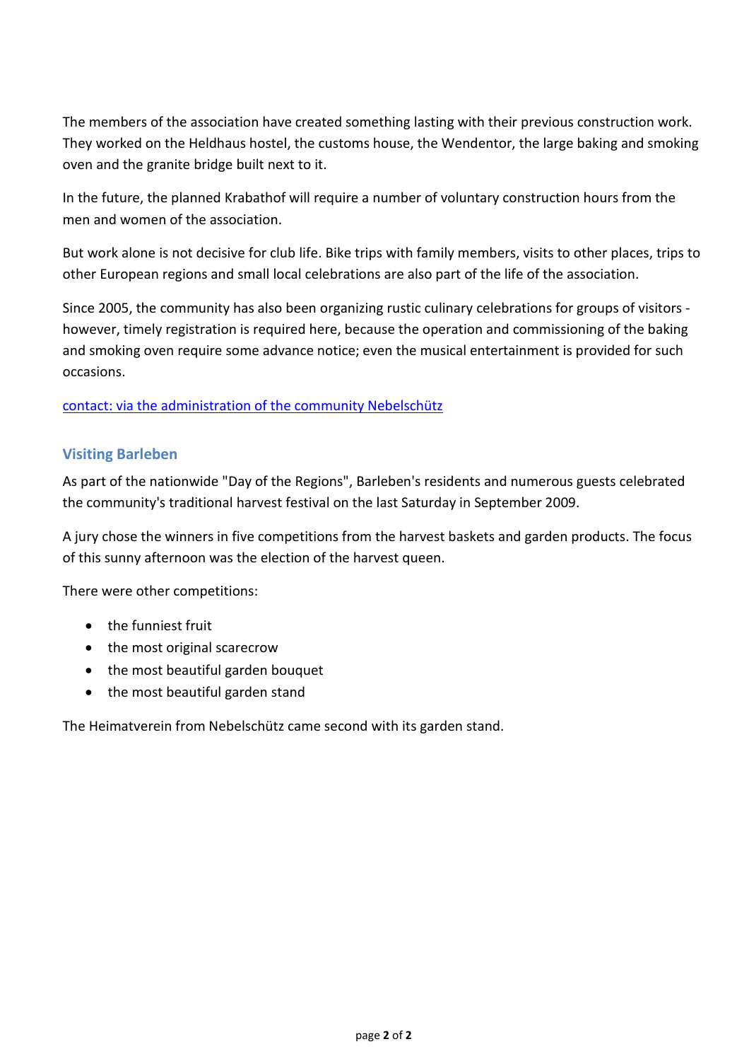The members of the association have created something lasting with their previous construction work. They worked on the Heldhaus hostel, the customs house, the Wendentor, the large baking and smoking oven and the granite bridge built next to it.

In the future, the planned Krabathof will require a number of voluntary construction hours from the men and women of the association.

But work alone is not decisive for club life. Bike trips with family members, visits to other places, trips to other European regions and small local celebrations are also part of the life of the association.

Since 2005, the community has also been organizing rustic culinary celebrations for groups of visitors - however, timely registration is required here, because the operation and commissioning of the baking and smoking oven require some advance notice; even the musical entertainment is provided for such occasions.

contact: via the administration of the community Nebelschütz

### Visiting Barleben

As part of the nationwide "Day of the Regions", Barleben's residents and numerous guests celebrated the community's traditional harvest festival on the last Saturday in September 2009.

A jury chose the winners in five competitions from the harvest baskets and garden products. The focus of this sunny afternoon was the election of the harvest queen.

There were other competitions:

- the funniest fruit
- the most original scarecrow
- the most beautiful garden bouquet
- the most beautiful garden stand

The Heimatverein from Nebelschütz came second with its garden stand.